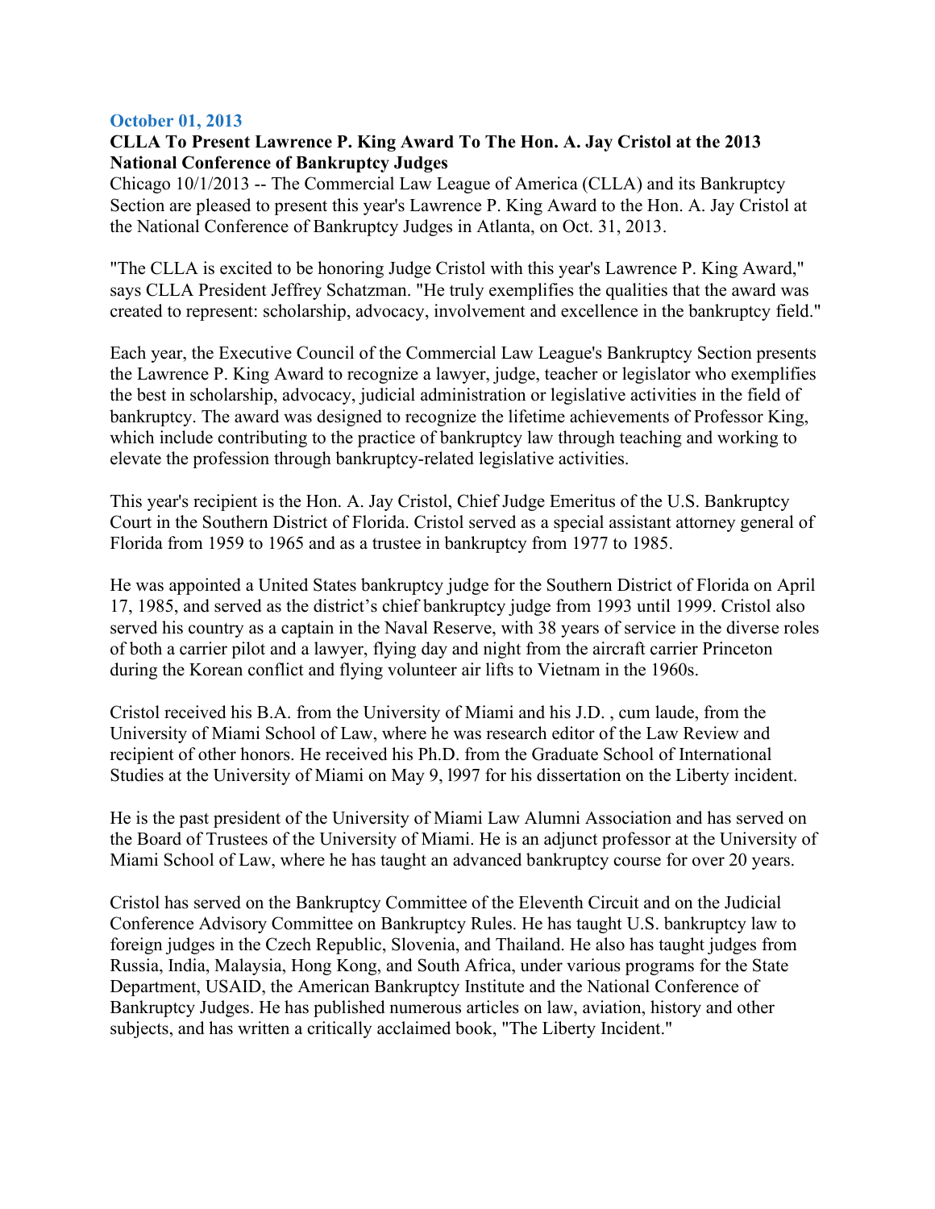**October 01, 2013**

**CLLA To Present Lawrence P. King Award To The Hon. A. Jay Cristol at the 2013 National Conference of Bankruptcy Judges**

Chicago 10/1/2013 -- The Commercial Law League of America (CLLA) and its Bankruptcy Section are pleased to present this year's Lawrence P. King Award to the Hon. A. Jay Cristol at the National Conference of Bankruptcy Judges in Atlanta, on Oct. 31, 2013.

"The CLLA is excited to be honoring Judge Cristol with this year's Lawrence P. King Award," says CLLA President Jeffrey Schatzman. "He truly exemplifies the qualities that the award was created to represent: scholarship, advocacy, involvement and excellence in the bankruptcy field."

Each year, the Executive Council of the Commercial Law League's Bankruptcy Section presents the Lawrence P. King Award to recognize a lawyer, judge, teacher or legislator who exemplifies the best in scholarship, advocacy, judicial administration or legislative activities in the field of bankruptcy. The award was designed to recognize the lifetime achievements of Professor King, which include contributing to the practice of bankruptcy law through teaching and working to elevate the profession through bankruptcy-related legislative activities.

This year's recipient is the Hon. A. Jay Cristol, Chief Judge Emeritus of the U.S. Bankruptcy Court in the Southern District of Florida. Cristol served as a special assistant attorney general of Florida from 1959 to 1965 and as a trustee in bankruptcy from 1977 to 1985.

He was appointed a United States bankruptcy judge for the Southern District of Florida on April 17, 1985, and served as the district's chief bankruptcy judge from 1993 until 1999. Cristol also served his country as a captain in the Naval Reserve, with 38 years of service in the diverse roles of both a carrier pilot and a lawyer, flying day and night from the aircraft carrier Princeton during the Korean conflict and flying volunteer air lifts to Vietnam in the 1960s.

Cristol received his B.A. from the University of Miami and his J.D. , cum laude, from the University of Miami School of Law, where he was research editor of the Law Review and recipient of other honors. He received his Ph.D. from the Graduate School of International Studies at the University of Miami on May 9, l997 for his dissertation on the Liberty incident.

He is the past president of the University of Miami Law Alumni Association and has served on the Board of Trustees of the University of Miami. He is an adjunct professor at the University of Miami School of Law, where he has taught an advanced bankruptcy course for over 20 years.

Cristol has served on the Bankruptcy Committee of the Eleventh Circuit and on the Judicial Conference Advisory Committee on Bankruptcy Rules. He has taught U.S. bankruptcy law to foreign judges in the Czech Republic, Slovenia, and Thailand. He also has taught judges from Russia, India, Malaysia, Hong Kong, and South Africa, under various programs for the State Department, USAID, the American Bankruptcy Institute and the National Conference of Bankruptcy Judges. He has published numerous articles on law, aviation, history and other subjects, and has written a critically acclaimed book, "The Liberty Incident."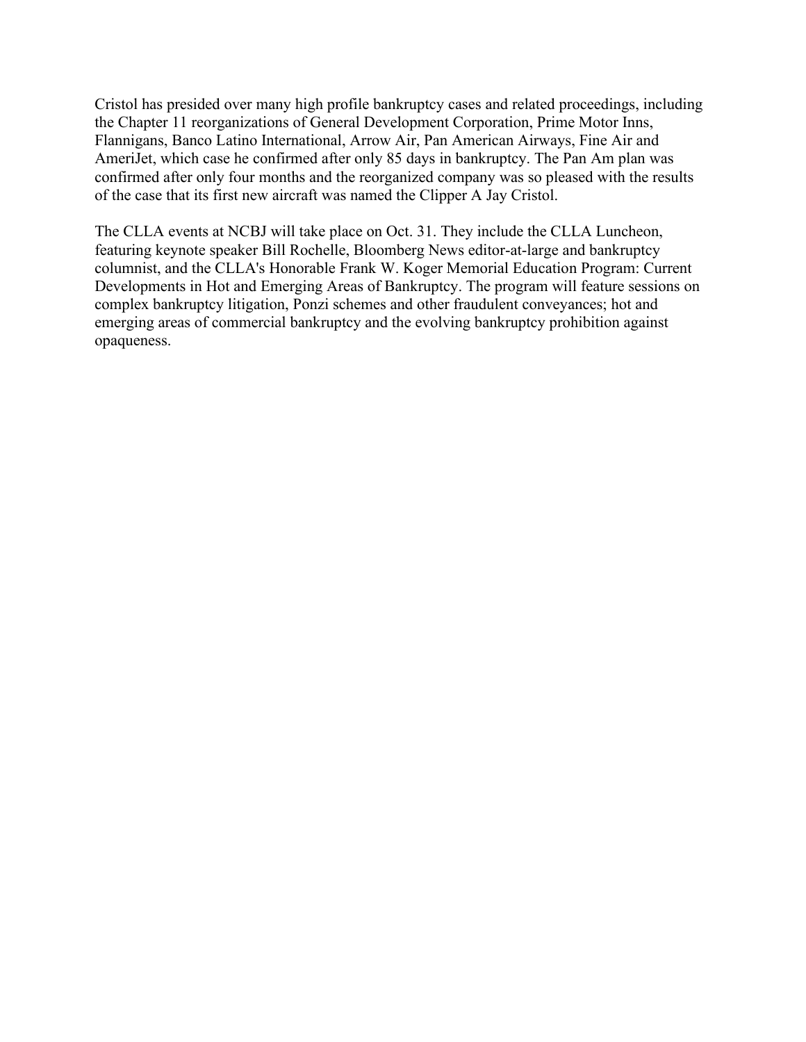Cristol has presided over many high profile bankruptcy cases and related proceedings, including the Chapter 11 reorganizations of General Development Corporation, Prime Motor Inns, Flannigans, Banco Latino International, Arrow Air, Pan American Airways, Fine Air and AmeriJet, which case he confirmed after only 85 days in bankruptcy. The Pan Am plan was confirmed after only four months and the reorganized company was so pleased with the results of the case that its first new aircraft was named the Clipper A Jay Cristol.

The CLLA events at NCBJ will take place on Oct. 31. They include the CLLA Luncheon, featuring keynote speaker Bill Rochelle, Bloomberg News editor-at-large and bankruptcy columnist, and the CLLA's Honorable Frank W. Koger Memorial Education Program: Current Developments in Hot and Emerging Areas of Bankruptcy. The program will feature sessions on complex bankruptcy litigation, Ponzi schemes and other fraudulent conveyances; hot and emerging areas of commercial bankruptcy and the evolving bankruptcy prohibition against opaqueness.